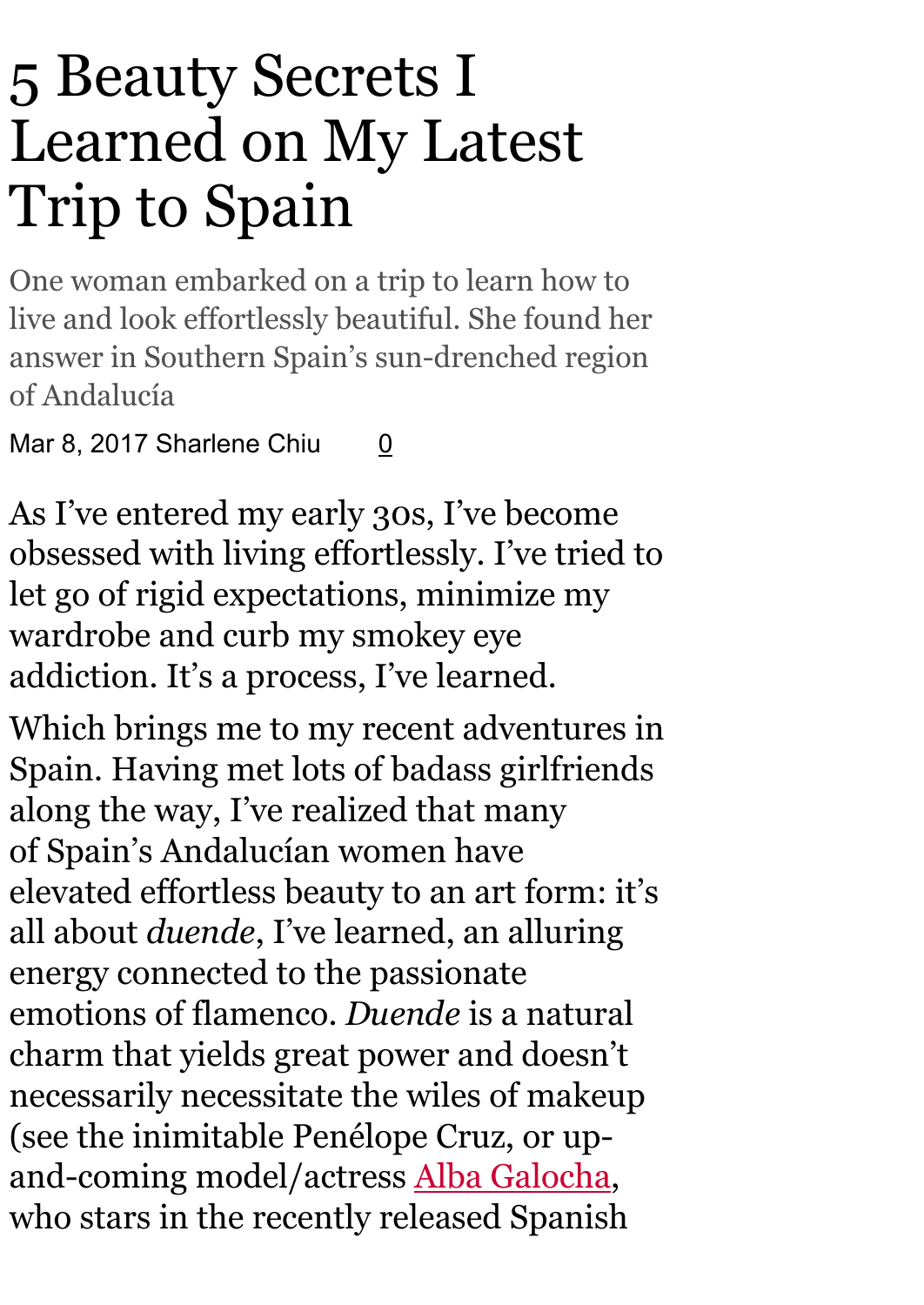# 5 Beauty Secrets I Learned on My Latest Trip to Spain

One woman embarked on a trip to learn how to live and look effortlessly beautiful. She found her answer in Southern Spain's sun-drenched region of Andalucía

Mar 8, 2017 Sharlene Chiu 0

As I've entered my early 30s, I've become obsessed with living effortlessly. I've tried to let go of rigid expectations, minimize my wardrobe and curb my smokey eye addiction. It's a process, I've learned.

Which brings me to my recent adventures in Spain. Having met lots of badass girlfriends along the way, I've realized that many of Spain's Andalucían women have elevated effortless beauty to an art form: it's all about *duende*, I've learned, an alluring energy connected to the passionate emotions of flamenco. *Duende* is a natural charm that yields great power and doesn't necessarily necessitate the wiles of makeup (see the inimitable Penélope Cruz, or up-and-coming model/actress Alba Galocha, who stars in the recently released Spanish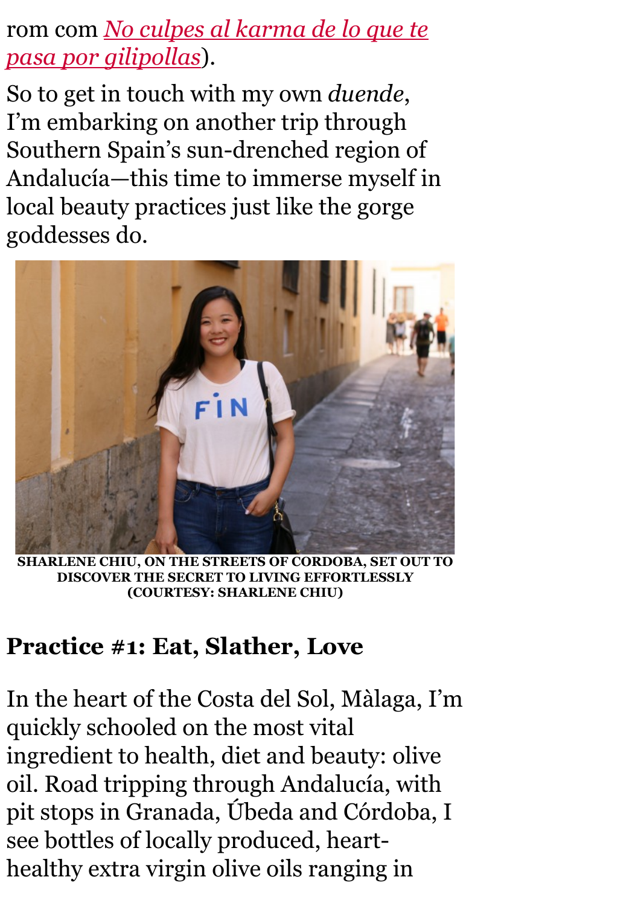rom com *No culpes al karma de lo que te pasa por gilipollas*).

So to get in touch with my own *duende*, I'm embarking on another trip through Southern Spain's sun-drenched region of Andalucía—this time to immerse myself in local beauty practices just like the gorge goddesses do.

SHARLENE CHIU, ON THE STREETS OF CORDOBA, SET OUT TO DISCOVER THE SECRET TO LIVING EFFORTLESSLY (COURTESY: SHARLENE CHIU)

## Practice #1: Eat, Slather, Love

In the heart of the Costa del Sol, Màlaga, I'm quickly schooled on the most vital ingredient to health, diet and beauty: olive oil. Road tripping through Andalucía, with pit stops in Granada, Úbeda and Córdoba, I see bottles of locally produced, heart-healthy extra virgin olive oils ranging in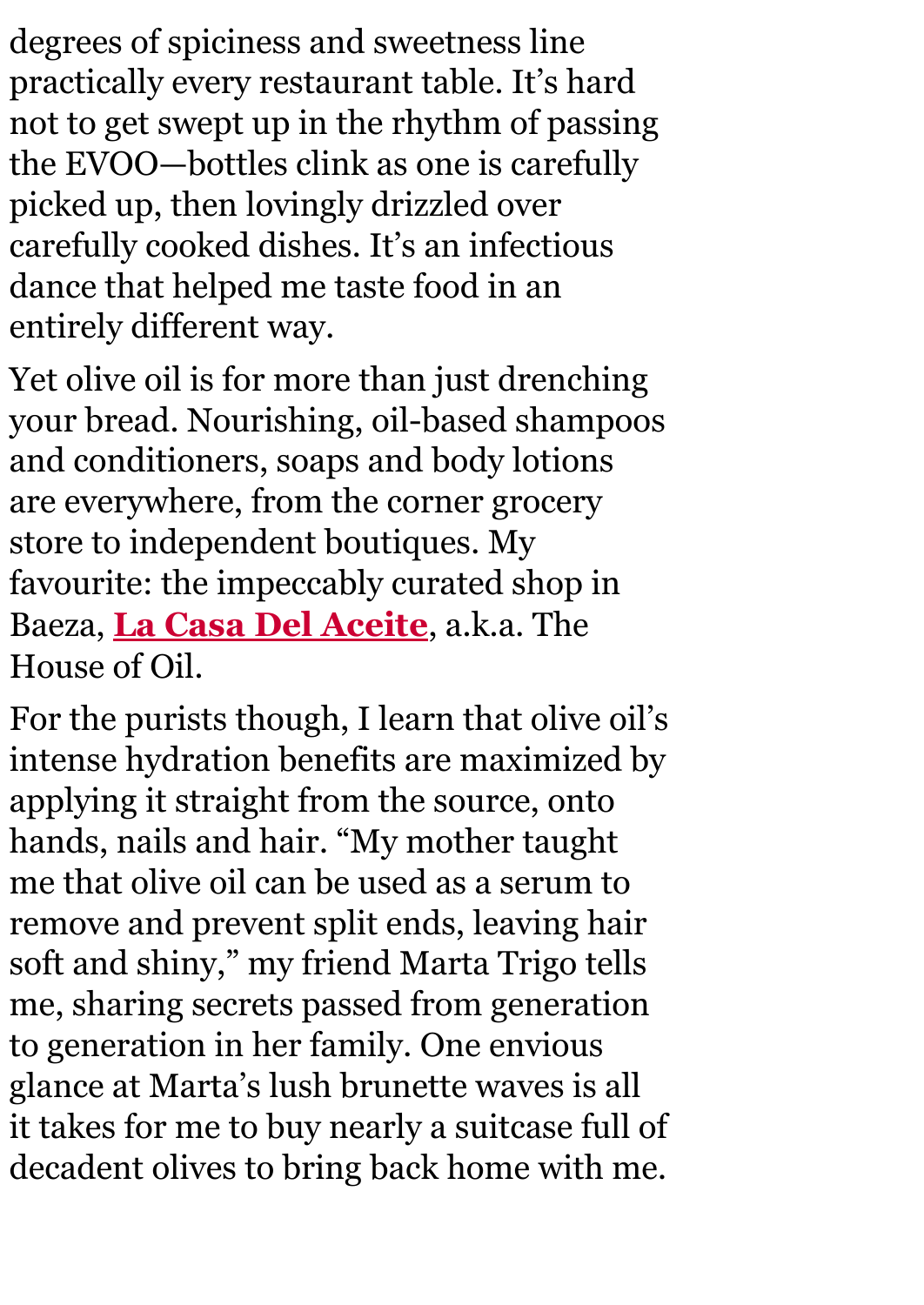degrees of spiciness and sweetness line practically every restaurant table. It's hard not to get swept up in the rhythm of passing the EVOO—bottles clink as one is carefully picked up, then lovingly drizzled over carefully cooked dishes. It's an infectious dance that helped me taste food in an entirely different way.

Yet olive oil is for more than just drenching your bread. Nourishing, oil-based shampoos and conditioners, soaps and body lotions are everywhere, from the corner grocery store to independent boutiques. My favourite: the impeccably curated shop in Baeza, **La Casa Del Aceite**, a.k.a. The House of Oil.

For the purists though, I learn that olive oil's intense hydration benefits are maximized by applying it straight from the source, onto hands, nails and hair. "My mother taught me that olive oil can be used as a serum to remove and prevent split ends, leaving hair soft and shiny," my friend Marta Trigo tells me, sharing secrets passed from generation to generation in her family. One envious glance at Marta's lush brunette waves is all it takes for me to buy nearly a suitcase full of decadent olives to bring back home with me.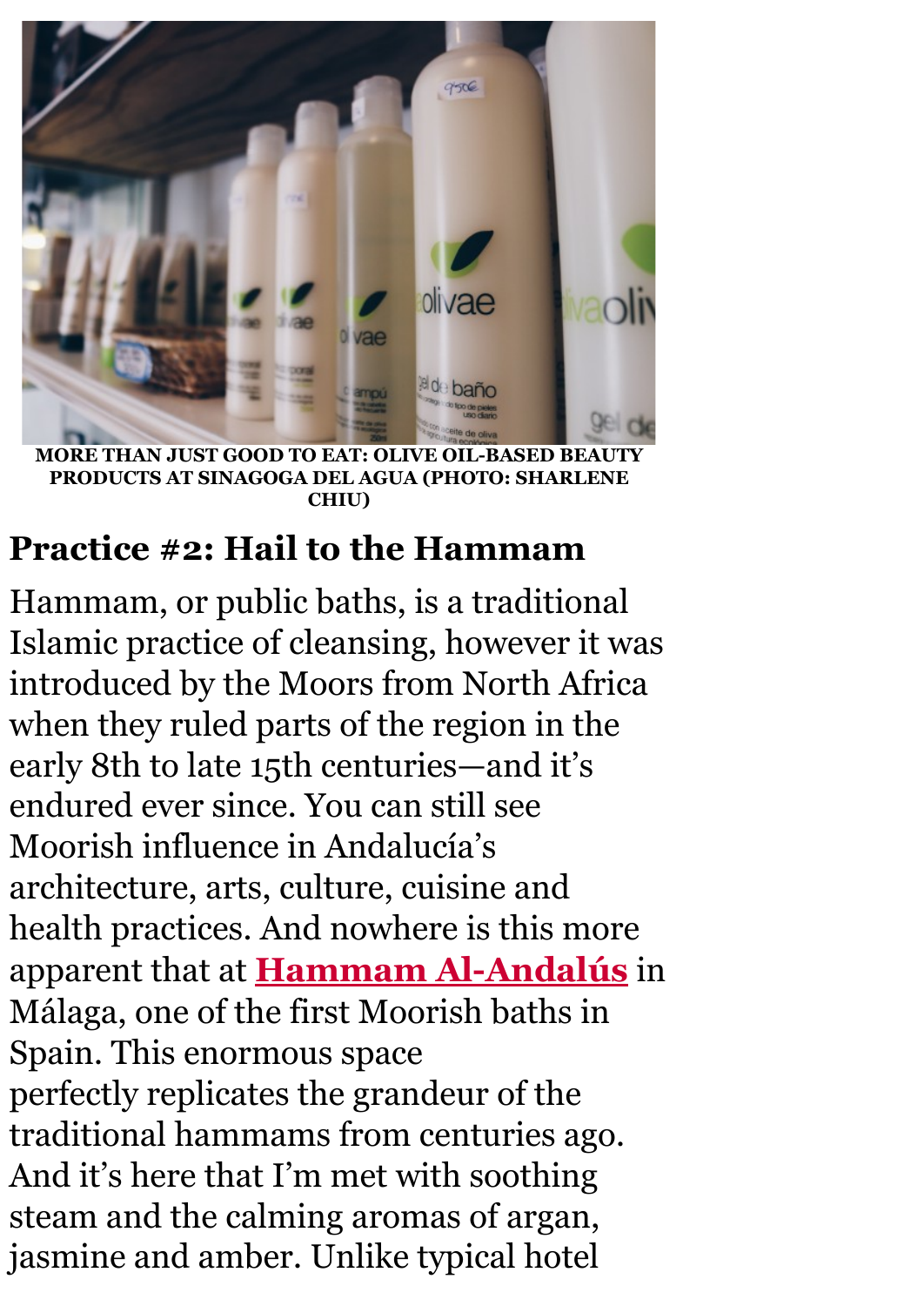MORE THAN JUST GOOD TO EAT: OLIVE OIL-BASED BEAUTY PRODUCTS AT SINAGOGA DEL AGUA (PHOTO: SHARLENE CHIU)

## Practice #2: Hail to the Hammam

Hammam, or public baths, is a traditional Islamic practice of cleansing, however it was introduced by the Moors from North Africa when they ruled parts of the region in the early 8th to late 15th centuries—and it's endured ever since. You can still see Moorish influence in Andalucía's architecture, arts, culture, cuisine and health practices. And nowhere is this more apparent that at **Hammam Al-Andalús** in Málaga, one of the first Moorish baths in Spain. This enormous space perfectly replicates the grandeur of the traditional hammams from centuries ago. And it's here that I'm met with soothing steam and the calming aromas of argan, jasmine and amber. Unlike typical hotel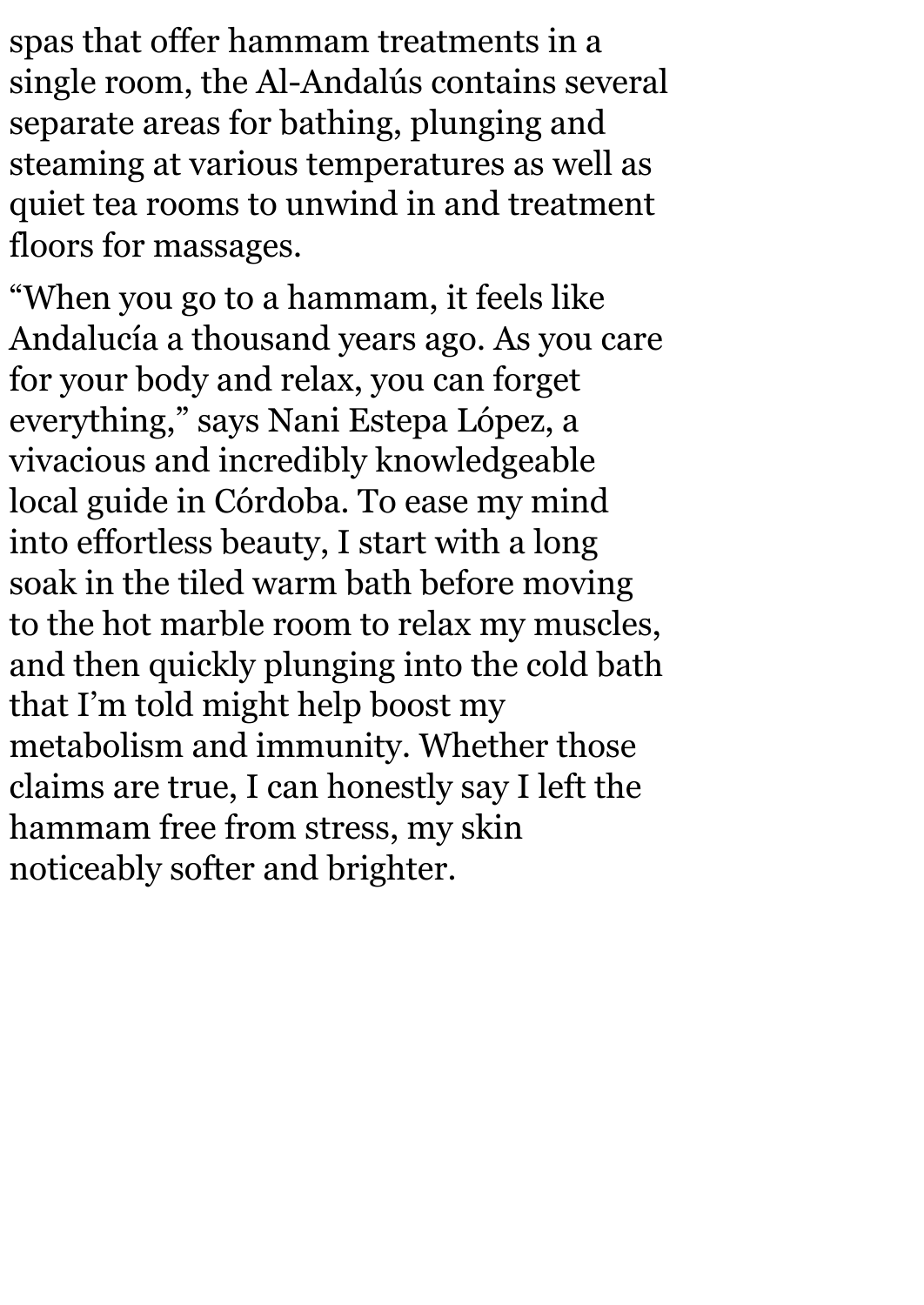spas that offer hammam treatments in a single room, the Al-Andalús contains several separate areas for bathing, plunging and steaming at various temperatures as well as quiet tea rooms to unwind in and treatment floors for massages.

"When you go to a hammam, it feels like Andalucía a thousand years ago. As you care for your body and relax, you can forget everything," says Nani Estepa López, a vivacious and incredibly knowledgeable local guide in Córdoba. To ease my mind into effortless beauty, I start with a long soak in the tiled warm bath before moving to the hot marble room to relax my muscles, and then quickly plunging into the cold bath that I'm told might help boost my metabolism and immunity. Whether those claims are true, I can honestly say I left the hammam free from stress, my skin noticeably softer and brighter.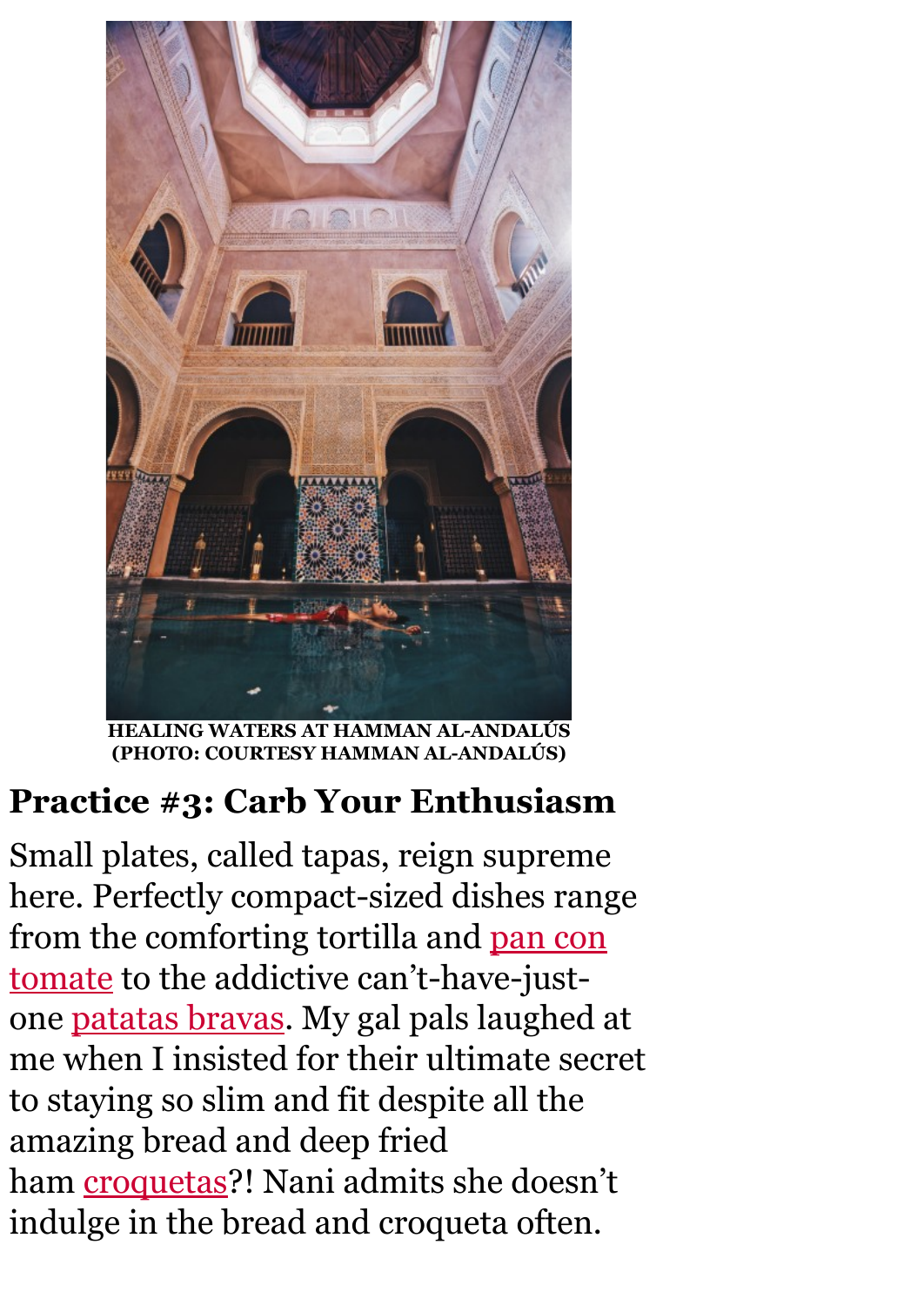HEALING WATERS AT HAMMAN AL-ANDALÚS
(PHOTO: COURTESY HAMMAN AL-ANDALÚS)

## Practice #3: Carb Your Enthusiasm

Small plates, called tapas, reign supreme here. Perfectly compact-sized dishes range from the comforting tortilla and pan con tomate to the addictive can't-have-just-one patatas bravas. My gal pals laughed at me when I insisted for their ultimate secret to staying so slim and fit despite all the amazing bread and deep fried ham croquetas?! Nani admits she doesn't indulge in the bread and croqueta often.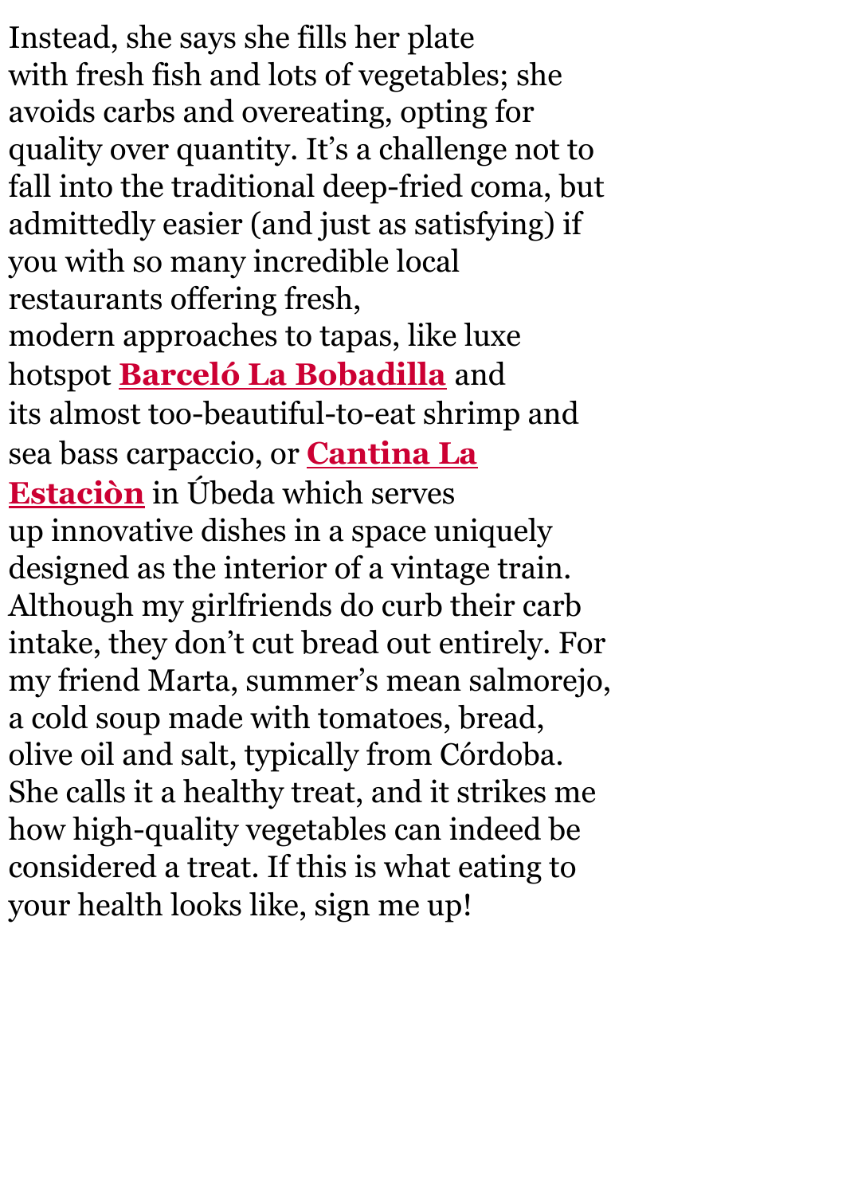Instead, she says she fills her plate with fresh fish and lots of vegetables; she avoids carbs and overeating, opting for quality over quantity. It's a challenge not to fall into the traditional deep-fried coma, but admittedly easier (and just as satisfying) if you with so many incredible local restaurants offering fresh, modern approaches to tapas, like luxe hotspot **Barceló La Bobadilla** and its almost too-beautiful-to-eat shrimp and sea bass carpaccio, or **Cantina La Estaciòn** in Úbeda which serves up innovative dishes in a space uniquely designed as the interior of a vintage train. Although my girlfriends do curb their carb intake, they don't cut bread out entirely. For my friend Marta, summer's mean salmorejo, a cold soup made with tomatoes, bread, olive oil and salt, typically from Córdoba. She calls it a healthy treat, and it strikes me how high-quality vegetables can indeed be considered a treat. If this is what eating to your health looks like, sign me up!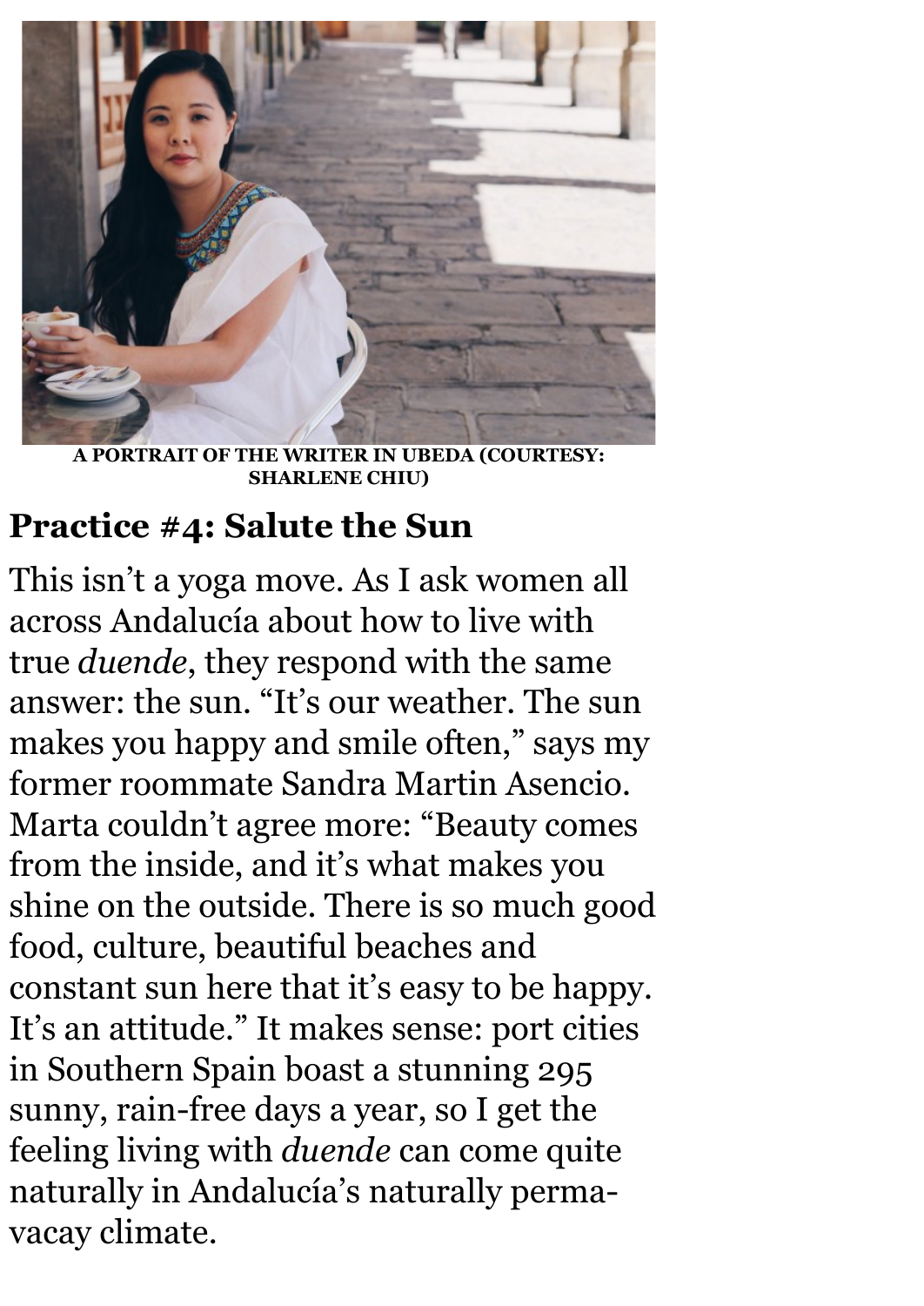A PORTRAIT OF THE WRITER IN UBEDA (COURTESY: SHARLENE CHIU)

## Practice #4: Salute the Sun

This isn't a yoga move. As I ask women all across Andalucía about how to live with true *duende*, they respond with the same answer: the sun. "It's our weather. The sun makes you happy and smile often," says my former roommate Sandra Martin Asencio. Marta couldn't agree more: "Beauty comes from the inside, and it's what makes you shine on the outside. There is so much good food, culture, beautiful beaches and constant sun here that it's easy to be happy. It's an attitude." It makes sense: port cities in Southern Spain boast a stunning 295 sunny, rain-free days a year, so I get the feeling living with *duende* can come quite naturally in Andalucía's naturally perma-vacay climate.